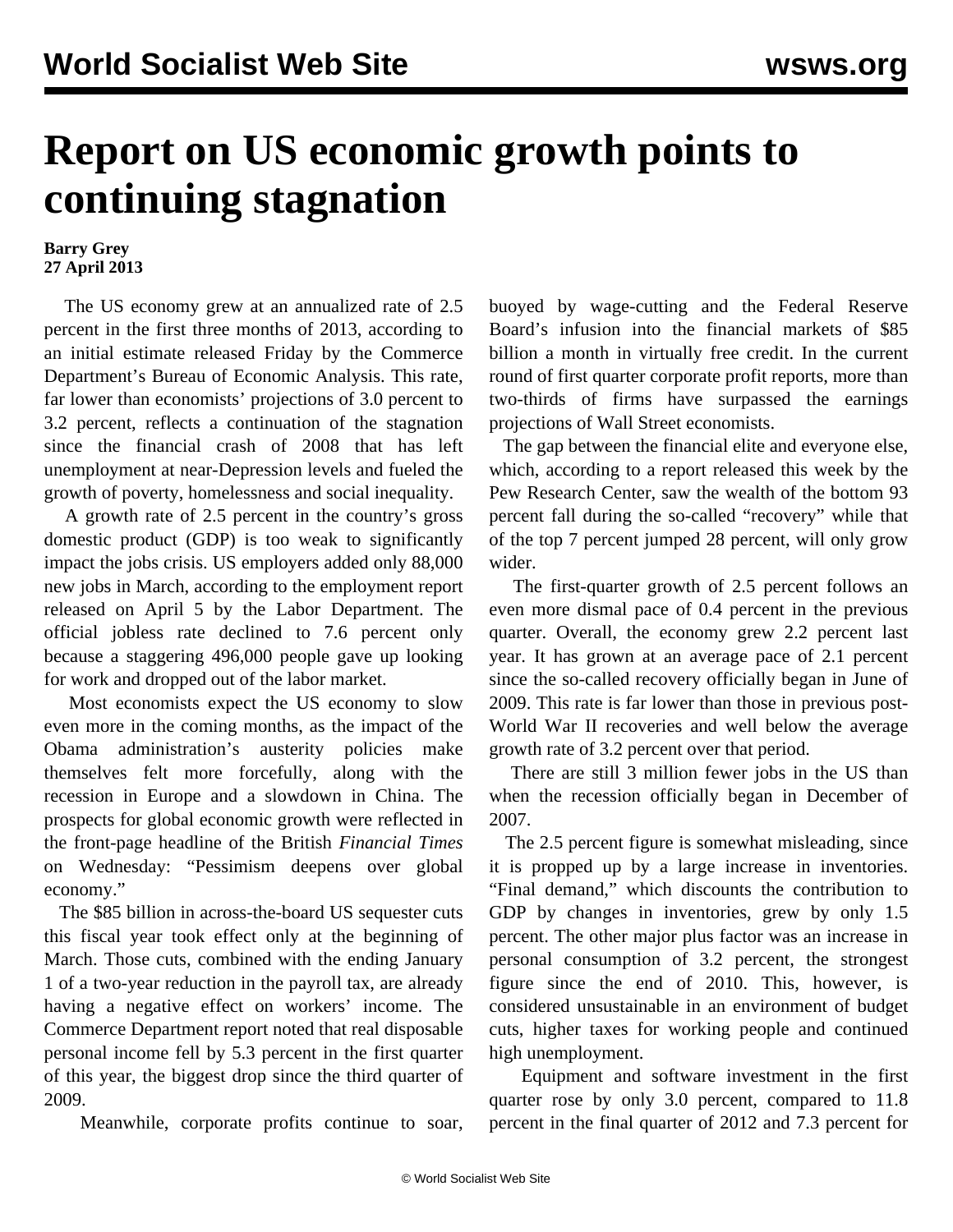# Report on US economic growth points to continuing stagnation

**Barry Grey**
**27 April 2013**

The US economy grew at an annualized rate of 2.5 percent in the first three months of 2013, according to an initial estimate released Friday by the Commerce Department's Bureau of Economic Analysis. This rate, far lower than economists' projections of 3.0 percent to 3.2 percent, reflects a continuation of the stagnation since the financial crash of 2008 that has left unemployment at near-Depression levels and fueled the growth of poverty, homelessness and social inequality.

A growth rate of 2.5 percent in the country's gross domestic product (GDP) is too weak to significantly impact the jobs crisis. US employers added only 88,000 new jobs in March, according to the employment report released on April 5 by the Labor Department. The official jobless rate declined to 7.6 percent only because a staggering 496,000 people gave up looking for work and dropped out of the labor market.

Most economists expect the US economy to slow even more in the coming months, as the impact of the Obama administration's austerity policies make themselves felt more forcefully, along with the recession in Europe and a slowdown in China. The prospects for global economic growth were reflected in the front-page headline of the British *Financial Times* on Wednesday: "Pessimism deepens over global economy."

The $85 billion in across-the-board US sequester cuts this fiscal year took effect only at the beginning of March. Those cuts, combined with the ending January 1 of a two-year reduction in the payroll tax, are already having a negative effect on workers' income. The Commerce Department report noted that real disposable personal income fell by 5.3 percent in the first quarter of this year, the biggest drop since the third quarter of 2009.

Meanwhile, corporate profits continue to soar, buoyed by wage-cutting and the Federal Reserve Board's infusion into the financial markets of $85 billion a month in virtually free credit. In the current round of first quarter corporate profit reports, more than two-thirds of firms have surpassed the earnings projections of Wall Street economists.

The gap between the financial elite and everyone else, which, according to a report released this week by the Pew Research Center, saw the wealth of the bottom 93 percent fall during the so-called "recovery" while that of the top 7 percent jumped 28 percent, will only grow wider.

The first-quarter growth of 2.5 percent follows an even more dismal pace of 0.4 percent in the previous quarter. Overall, the economy grew 2.2 percent last year. It has grown at an average pace of 2.1 percent since the so-called recovery officially began in June of 2009. This rate is far lower than those in previous post-World War II recoveries and well below the average growth rate of 3.2 percent over that period.

There are still 3 million fewer jobs in the US than when the recession officially began in December of 2007.

The 2.5 percent figure is somewhat misleading, since it is propped up by a large increase in inventories. "Final demand," which discounts the contribution to GDP by changes in inventories, grew by only 1.5 percent. The other major plus factor was an increase in personal consumption of 3.2 percent, the strongest figure since the end of 2010. This, however, is considered unsustainable in an environment of budget cuts, higher taxes for working people and continued high unemployment.

Equipment and software investment in the first quarter rose by only 3.0 percent, compared to 11.8 percent in the final quarter of 2012 and 7.3 percent for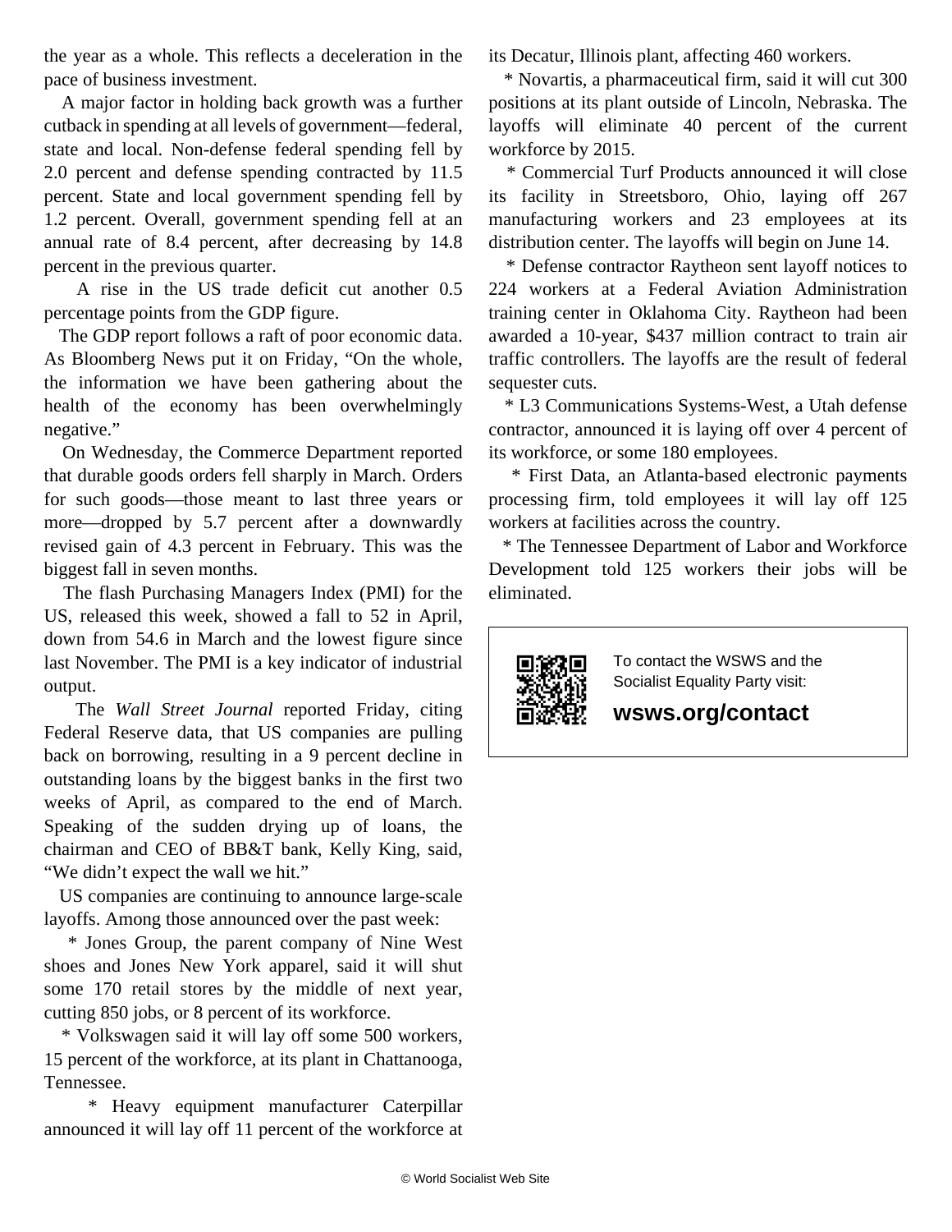the year as a whole. This reflects a deceleration in the pace of business investment.

A major factor in holding back growth was a further cutback in spending at all levels of government—federal, state and local. Non-defense federal spending fell by 2.0 percent and defense spending contracted by 11.5 percent. State and local government spending fell by 1.2 percent. Overall, government spending fell at an annual rate of 8.4 percent, after decreasing by 14.8 percent in the previous quarter.

A rise in the US trade deficit cut another 0.5 percentage points from the GDP figure.

The GDP report follows a raft of poor economic data. As Bloomberg News put it on Friday, "On the whole, the information we have been gathering about the health of the economy has been overwhelmingly negative."

On Wednesday, the Commerce Department reported that durable goods orders fell sharply in March. Orders for such goods—those meant to last three years or more—dropped by 5.7 percent after a downwardly revised gain of 4.3 percent in February. This was the biggest fall in seven months.

The flash Purchasing Managers Index (PMI) for the US, released this week, showed a fall to 52 in April, down from 54.6 in March and the lowest figure since last November. The PMI is a key indicator of industrial output.

The *Wall Street Journal* reported Friday, citing Federal Reserve data, that US companies are pulling back on borrowing, resulting in a 9 percent decline in outstanding loans by the biggest banks in the first two weeks of April, as compared to the end of March. Speaking of the sudden drying up of loans, the chairman and CEO of BB&T bank, Kelly King, said, "We didn't expect the wall we hit."

US companies are continuing to announce large-scale layoffs. Among those announced over the past week:

* Jones Group, the parent company of Nine West shoes and Jones New York apparel, said it will shut some 170 retail stores by the middle of next year, cutting 850 jobs, or 8 percent of its workforce.

* Volkswagen said it will lay off some 500 workers, 15 percent of the workforce, at its plant in Chattanooga, Tennessee.

* Heavy equipment manufacturer Caterpillar announced it will lay off 11 percent of the workforce at its Decatur, Illinois plant, affecting 460 workers.

* Novartis, a pharmaceutical firm, said it will cut 300 positions at its plant outside of Lincoln, Nebraska. The layoffs will eliminate 40 percent of the current workforce by 2015.

* Commercial Turf Products announced it will close its facility in Streetsboro, Ohio, laying off 267 manufacturing workers and 23 employees at its distribution center. The layoffs will begin on June 14.

* Defense contractor Raytheon sent layoff notices to 224 workers at a Federal Aviation Administration training center in Oklahoma City. Raytheon had been awarded a 10-year, $437 million contract to train air traffic controllers. The layoffs are the result of federal sequester cuts.

* L3 Communications Systems-West, a Utah defense contractor, announced it is laying off over 4 percent of its workforce, or some 180 employees.

* First Data, an Atlanta-based electronic payments processing firm, told employees it will lay off 125 workers at facilities across the country.

* The Tennessee Department of Labor and Workforce Development told 125 workers their jobs will be eliminated.

To contact the WSWS and the Socialist Equality Party visit:

**wsws.org/contact**